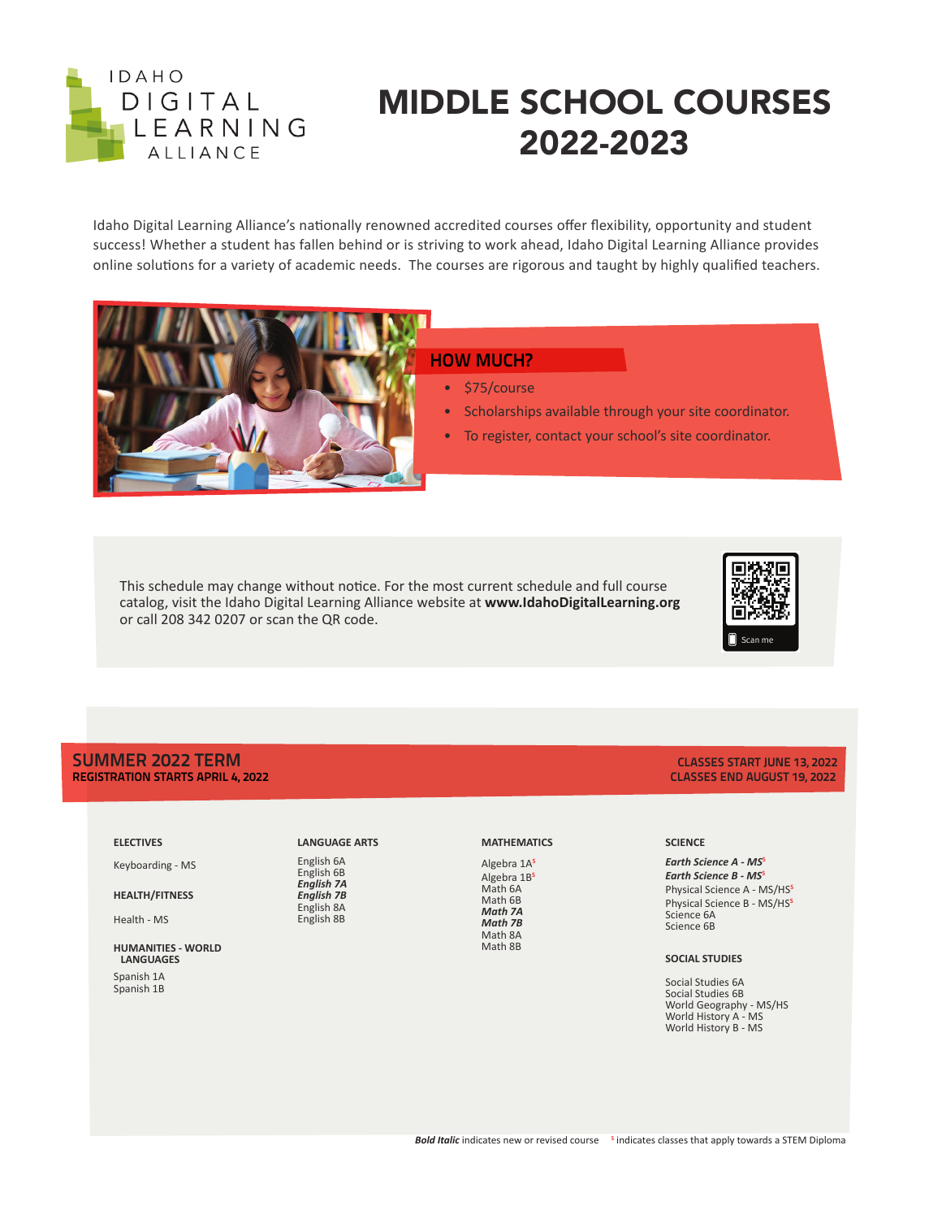IDAHO DIGITAL LEARNING ALLIANCE

# MIDDLE SCHOOL COURSES 2022-2023

Idaho Digital Learning Alliance's nationally renowned accredited courses offer flexibility, opportunity and student success! Whether a student has fallen behind or is striving to work ahead, Idaho Digital Learning Alliance provides online solutions for a variety of academic needs. The courses are rigorous and taught by highly qualified teachers.

## HOW MUCH?

- $75/course
- Scholarships available through your site coordinator.
- To register, contact your school's site coordinator.

This schedule may change without notice. For the most current schedule and full course catalog, visit the Idaho Digital Learning Alliance website at **www.IdahoDigitalLearning.org** or call 208 342 0207 or scan the QR code.

Scan me

## SUMMER 2022 TERM

**REGISTRATION STARTS APRIL 4, 2022**

**CLASSES START JUNE 13, 2022**
**CLASSES END AUGUST 19, 2022**

### ELECTIVES

Keyboarding - MS

### HEALTH/FITNESS

Health - MS

### HUMANITIES - WORLD LANGUAGES

Spanish 1A
Spanish 1B

### LANGUAGE ARTS

English 6A
English 6B
***English 7A***
***English 7B***
English 8A
English 8B

### MATHEMATICS

Algebra 1A[S]
Algebra 1B[S]
Math 6A
Math 6B
***Math 7A***
***Math 7B***
Math 8A
Math 8B

### SCIENCE

***Earth Science A - MS***[S]
***Earth Science B - MS***[S]
Physical Science A - MS/HS[S]
Physical Science B - MS/HS[S]
Science 6A
Science 6B

### SOCIAL STUDIES

Social Studies 6A
Social Studies 6B
World Geography - MS/HS
World History A - MS
World History B - MS

***Bold Italic*** indicates new or revised course   [S] indicates classes that apply towards a STEM Diploma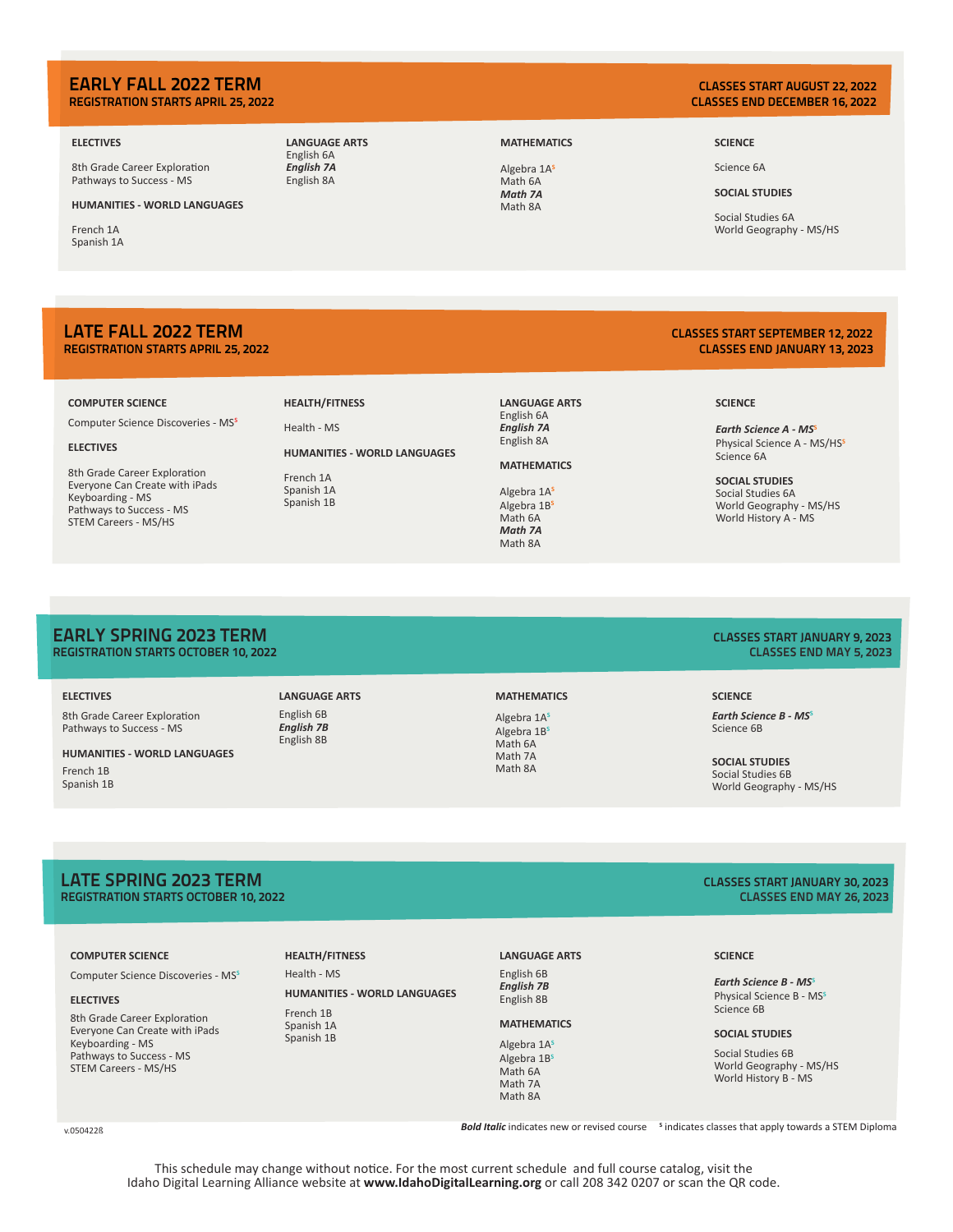## EARLY FALL 2022 TERM

**REGISTRATION STARTS APRIL 25, 2022**

**CLASSES START AUGUST 22, 2022**
**CLASSES END DECEMBER 16, 2022**

**ELECTIVES**

8th Grade Career Exploration
Pathways to Success - MS

**HUMANITIES - WORLD LANGUAGES**

French 1A
Spanish 1A

**LANGUAGE ARTS**

English 6A
***English 7A***
English 8A

**MATHEMATICS**

Algebra 1A[S]
Math 6A
***Math 7A***
Math 8A

**SCIENCE**

Science 6A

**SOCIAL STUDIES**

Social Studies 6A
World Geography - MS/HS

## LATE FALL 2022 TERM

**REGISTRATION STARTS APRIL 25, 2022**

**CLASSES START SEPTEMBER 12, 2022**
**CLASSES END JANUARY 13, 2023**

**COMPUTER SCIENCE**

Computer Science Discoveries - MS[S]

**ELECTIVES**

8th Grade Career Exploration
Everyone Can Create with iPads
Keyboarding - MS
Pathways to Success - MS
STEM Careers - MS/HS

**HEALTH/FITNESS**

Health - MS

**HUMANITIES - WORLD LANGUAGES**

French 1A
Spanish 1A
Spanish 1B

**LANGUAGE ARTS**

English 6A
***English 7A***
English 8A

**MATHEMATICS**

Algebra 1A[S]
Algebra 1B[S]
Math 6A
***Math 7A***
Math 8A

**SCIENCE**

***Earth Science A - MS***[S]
Physical Science A - MS/HS[S]
Science 6A

**SOCIAL STUDIES**

Social Studies 6A
World Geography - MS/HS
World History A - MS

## EARLY SPRING 2023 TERM

**REGISTRATION STARTS OCTOBER 10, 2022**

**CLASSES START JANUARY 9, 2023**
**CLASSES END MAY 5, 2023**

**ELECTIVES**

8th Grade Career Exploration
Pathways to Success - MS

**HUMANITIES - WORLD LANGUAGES**

French 1B
Spanish 1B

**LANGUAGE ARTS**

English 6B
***English 7B***
English 8B

**MATHEMATICS**

Algebra 1A[S]
Algebra 1B[S]
Math 6A
Math 7A
Math 8A

**SCIENCE**

***Earth Science B - MS***[S]
Science 6B

**SOCIAL STUDIES**

Social Studies 6B
World Geography - MS/HS

## LATE SPRING 2023 TERM

**REGISTRATION STARTS OCTOBER 10, 2022**

**CLASSES START JANUARY 30, 2023**
**CLASSES END MAY 26, 2023**

**COMPUTER SCIENCE**

Computer Science Discoveries - MS[S]

**ELECTIVES**

8th Grade Career Exploration
Everyone Can Create with iPads
Keyboarding - MS
Pathways to Success - MS
STEM Careers - MS/HS

**HEALTH/FITNESS**

Health - MS

**HUMANITIES - WORLD LANGUAGES**

French 1B
Spanish 1A
Spanish 1B

**LANGUAGE ARTS**

English 6B
***English 7B***
English 8B

**MATHEMATICS**

Algebra 1A[S]
Algebra 1B[S]
Math 6A
Math 7A
Math 8A

**SCIENCE**

***Earth Science B - MS***[S]
Physical Science B - MS[S]
Science 6B

**SOCIAL STUDIES**

Social Studies 6B
World Geography - MS/HS
World History B - MS

v.050422ß

***Bold Italic*** indicates new or revised course   [S] indicates classes that apply towards a STEM Diploma

This schedule may change without notice. For the most current schedule and full course catalog, visit the Idaho Digital Learning Alliance website at **www.IdahoDigitalLearning.org** or call 208 342 0207 or scan the QR code.